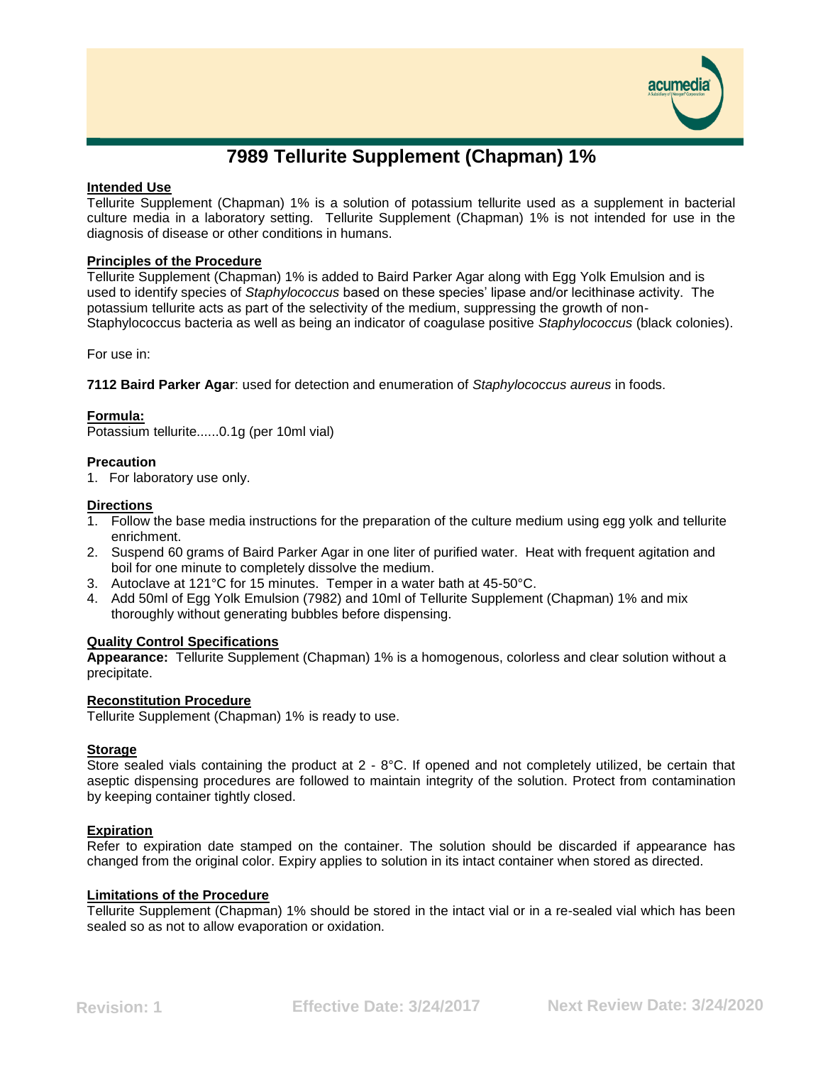# 7989 Tellurite Supplement (Chapman) 1%

## Intended Use

Tellurite Supplement (Chapman) 1% is a solution of potassium tellurite used as a supplement in bacterial culture media in a laboratory setting. Tellurite Supplement (Chapman) 1% is not intended for use in the diagnosis of disease or other conditions in humans.

## Principles of the Procedure

Tellurite Supplement (Chapman) 1% is added to Baird Parker Agar along with Egg Yolk Emulsion and is used to identify species of *Staphylococcus* based on these species' lipase and/or lecithinase activity. The potassium tellurite acts as part of the selectivity of the medium, suppressing the growth of non-Staphylococcus bacteria as well as being an indicator of coagulase positive *Staphylococcus* (black colonies).

For use in:

**7112 Baird Parker Agar**: used for detection and enumeration of *Staphylococcus aureus* in foods.

## Formula:

Potassium tellurite......0.1g (per 10ml vial)

## Precaution

1. For laboratory use only.

## Directions

1. Follow the base media instructions for the preparation of the culture medium using egg yolk and tellurite enrichment.
2. Suspend 60 grams of Baird Parker Agar in one liter of purified water. Heat with frequent agitation and boil for one minute to completely dissolve the medium.
3. Autoclave at 121°C for 15 minutes. Temper in a water bath at 45-50°C.
4. Add 50ml of Egg Yolk Emulsion (7982) and 10ml of Tellurite Supplement (Chapman) 1% and mix thoroughly without generating bubbles before dispensing.

## Quality Control Specifications

**Appearance:** Tellurite Supplement (Chapman) 1% is a homogenous, colorless and clear solution without a precipitate.

## Reconstitution Procedure

Tellurite Supplement (Chapman) 1% is ready to use.

## Storage

Store sealed vials containing the product at 2 - 8°C. If opened and not completely utilized, be certain that aseptic dispensing procedures are followed to maintain integrity of the solution. Protect from contamination by keeping container tightly closed.

## Expiration

Refer to expiration date stamped on the container. The solution should be discarded if appearance has changed from the original color. Expiry applies to solution in its intact container when stored as directed.

## Limitations of the Procedure

Tellurite Supplement (Chapman) 1% should be stored in the intact vial or in a re-sealed vial which has been sealed so as not to allow evaporation or oxidation.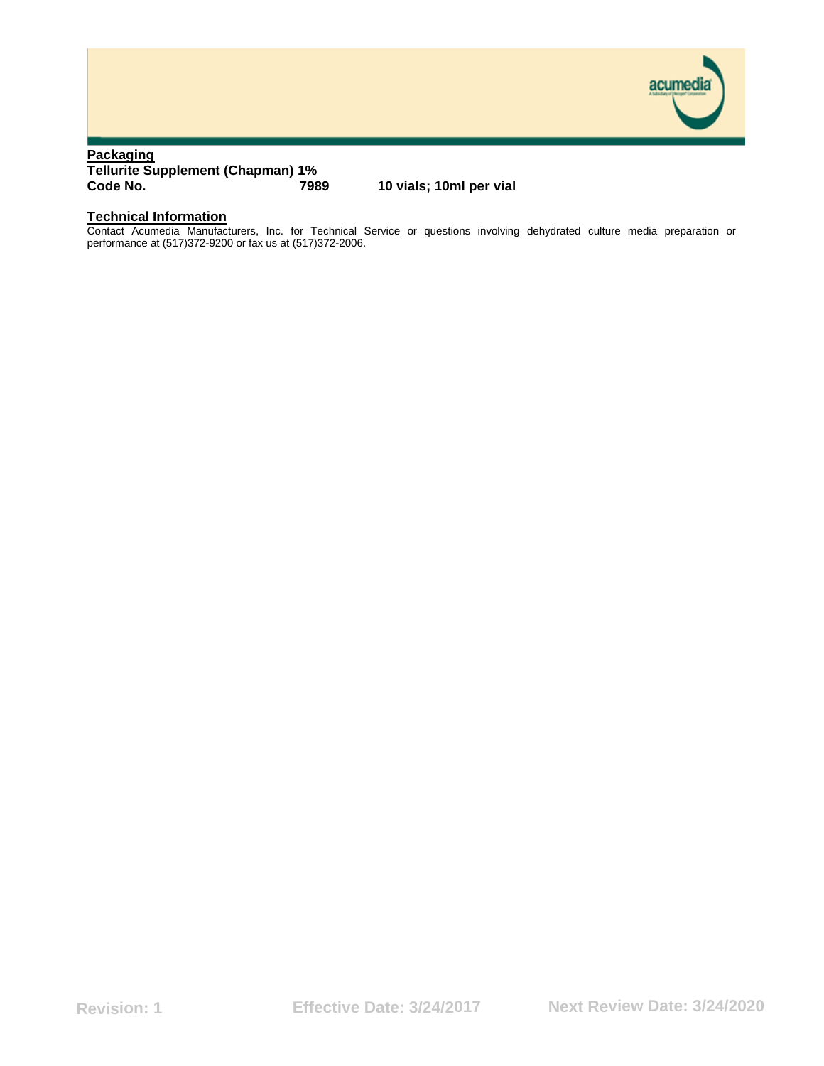## Packaging

**Tellurite Supplement (Chapman) 1%**

**Code No. 7989 10 vials; 10ml per vial**

## Technical Information

Contact Acumedia Manufacturers, Inc. for Technical Service or questions involving dehydrated culture media preparation or performance at (517)372-9200 or fax us at (517)372-2006.